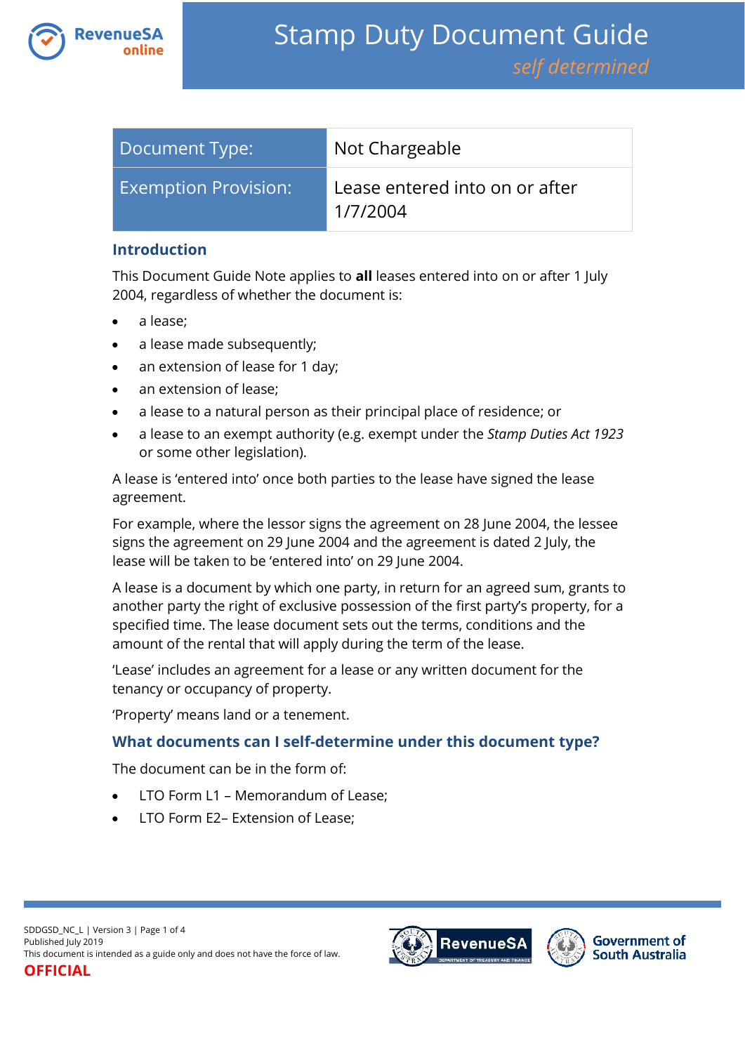# Stamp Duty Document Guide

*self determined*

| Document Type: | Not Chargeable |
|---|---|
| Exemption Provision: | Lease entered into on or after 1/7/2004 |

## Introduction

This Document Guide Note applies to **all** leases entered into on or after 1 July 2004, regardless of whether the document is:

- a lease;
- a lease made subsequently;
- an extension of lease for 1 day;
- an extension of lease;
- a lease to a natural person as their principal place of residence; or
- a lease to an exempt authority (e.g. exempt under the *Stamp Duties Act 1923* or some other legislation).

A lease is 'entered into' once both parties to the lease have signed the lease agreement.

For example, where the lessor signs the agreement on 28 June 2004, the lessee signs the agreement on 29 June 2004 and the agreement is dated 2 July, the lease will be taken to be 'entered into' on 29 June 2004.

A lease is a document by which one party, in return for an agreed sum, grants to another party the right of exclusive possession of the first party's property, for a specified time. The lease document sets out the terms, conditions and the amount of the rental that will apply during the term of the lease.

'Lease' includes an agreement for a lease or any written document for the tenancy or occupancy of property.

'Property' means land or a tenement.

## What documents can I self-determine under this document type?

The document can be in the form of:

- LTO Form L1 – Memorandum of Lease;
- LTO Form E2– Extension of Lease;

SDDGSD_NC_L | Version 3
Published July 2019
This document is intended as a guide only and does not have the force of law.
**OFFICIAL**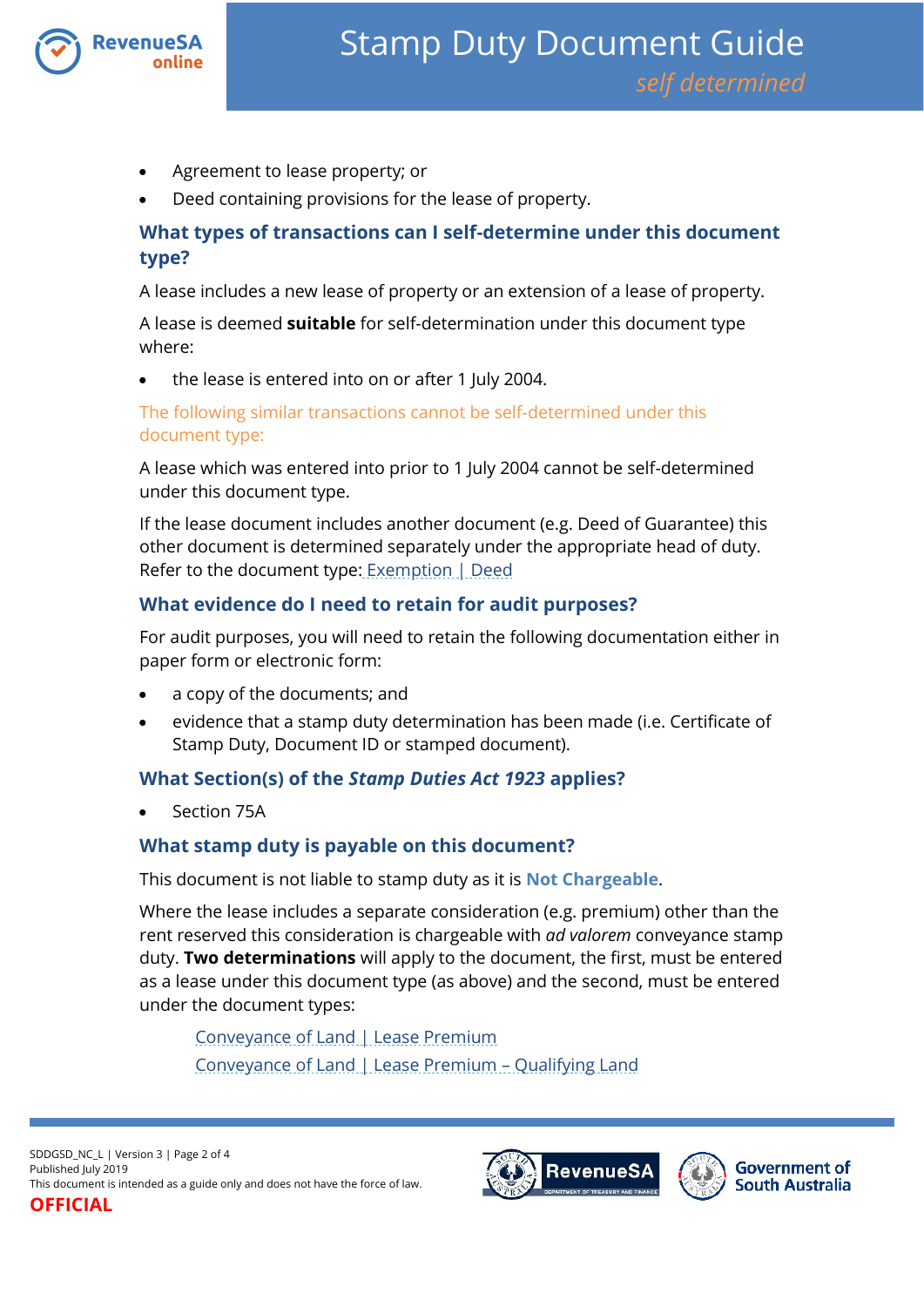- Agreement to lease property; or
- Deed containing provisions for the lease of property.

## What types of transactions can I self-determine under this document type?

A lease includes a new lease of property or an extension of a lease of property.

A lease is deemed **suitable** for self-determination under this document type where:

- the lease is entered into on or after 1 July 2004.

### The following similar transactions cannot be self-determined under this document type:

A lease which was entered into prior to 1 July 2004 cannot be self-determined under this document type.

If the lease document includes another document (e.g. Deed of Guarantee) this other document is determined separately under the appropriate head of duty. Refer to the document type: Exemption | Deed

## What evidence do I need to retain for audit purposes?

For audit purposes, you will need to retain the following documentation either in paper form or electronic form:

- a copy of the documents; and
- evidence that a stamp duty determination has been made (i.e. Certificate of Stamp Duty, Document ID or stamped document).

## What Section(s) of the *Stamp Duties Act 1923* applies?

- Section 75A

## What stamp duty is payable on this document?

This document is not liable to stamp duty as it is **Not Chargeable**.

Where the lease includes a separate consideration (e.g. premium) other than the rent reserved this consideration is chargeable with *ad valorem* conveyance stamp duty. **Two determinations** will apply to the document, the first, must be entered as a lease under this document type (as above) and the second, must be entered under the document types:

Conveyance of Land | Lease Premium
Conveyance of Land | Lease Premium – Qualifying Land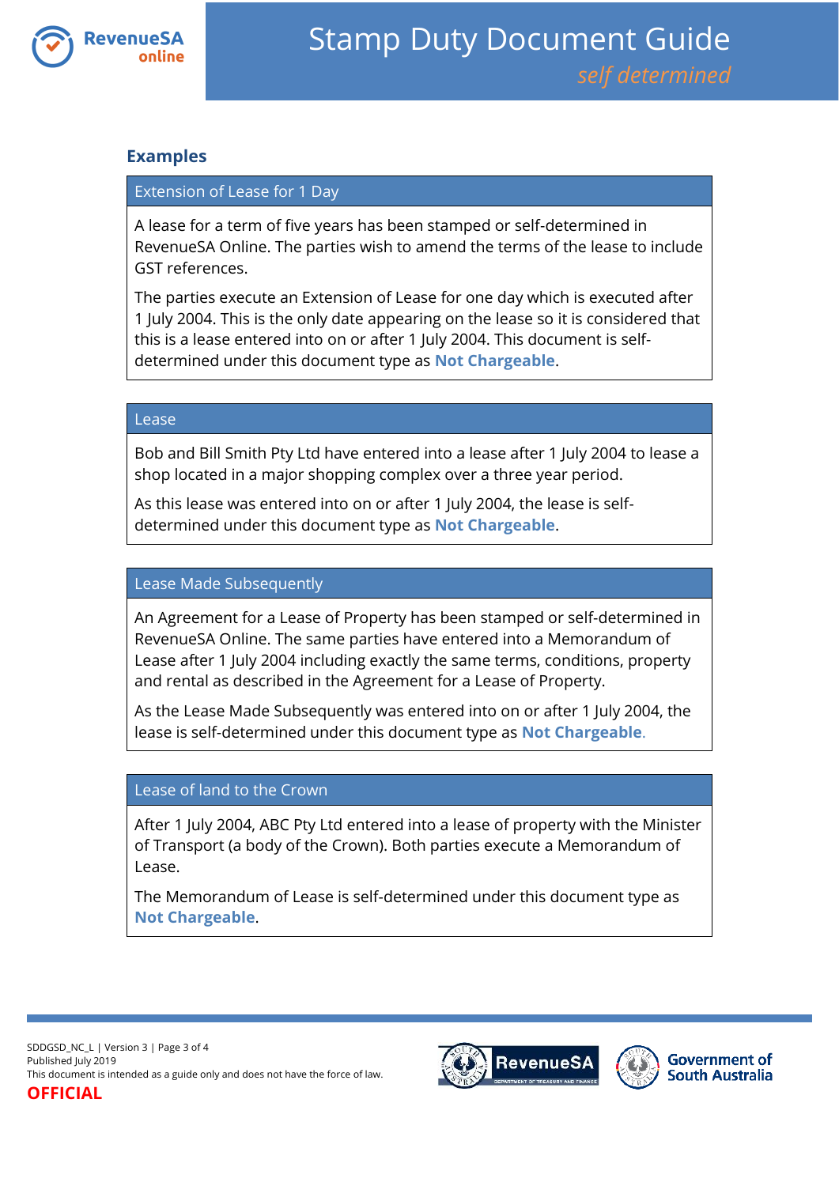## Examples

### Extension of Lease for 1 Day

A lease for a term of five years has been stamped or self-determined in RevenueSA Online. The parties wish to amend the terms of the lease to include GST references.

The parties execute an Extension of Lease for one day which is executed after 1 July 2004. This is the only date appearing on the lease so it is considered that this is a lease entered into on or after 1 July 2004. This document is self-determined under this document type as **Not Chargeable**.

### Lease

Bob and Bill Smith Pty Ltd have entered into a lease after 1 July 2004 to lease a shop located in a major shopping complex over a three year period.

As this lease was entered into on or after 1 July 2004, the lease is self-determined under this document type as **Not Chargeable**.

### Lease Made Subsequently

An Agreement for a Lease of Property has been stamped or self-determined in RevenueSA Online. The same parties have entered into a Memorandum of Lease after 1 July 2004 including exactly the same terms, conditions, property and rental as described in the Agreement for a Lease of Property.

As the Lease Made Subsequently was entered into on or after 1 July 2004, the lease is self-determined under this document type as **Not Chargeable**.

### Lease of land to the Crown

After 1 July 2004, ABC Pty Ltd entered into a lease of property with the Minister of Transport (a body of the Crown). Both parties execute a Memorandum of Lease.

The Memorandum of Lease is self-determined under this document type as **Not Chargeable**.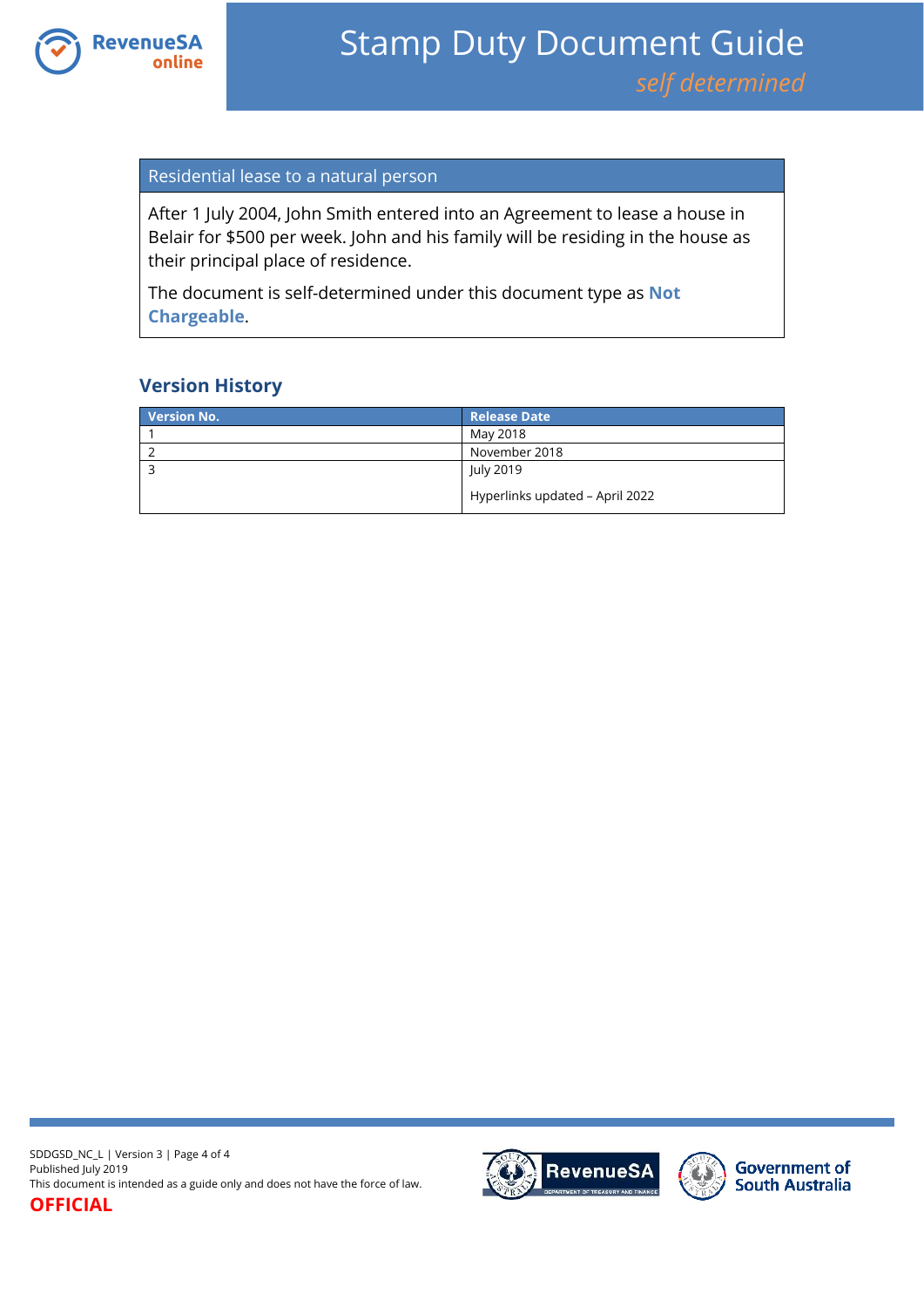### Residential lease to a natural person

After 1 July 2004, John Smith entered into an Agreement to lease a house in Belair for $500 per week. John and his family will be residing in the house as their principal place of residence.

The document is self-determined under this document type as **Not Chargeable**.

## Version History

| Version No. | Release Date |
|---|---|
| 1 | May 2018 |
| 2 | November 2018 |
| 3 | July 2019<br><br>Hyperlinks updated – April 2022 |

SDDGSD_NC_L | Version 3
Published July 2019
This document is intended as a guide only and does not have the force of law.
**OFFICIAL**